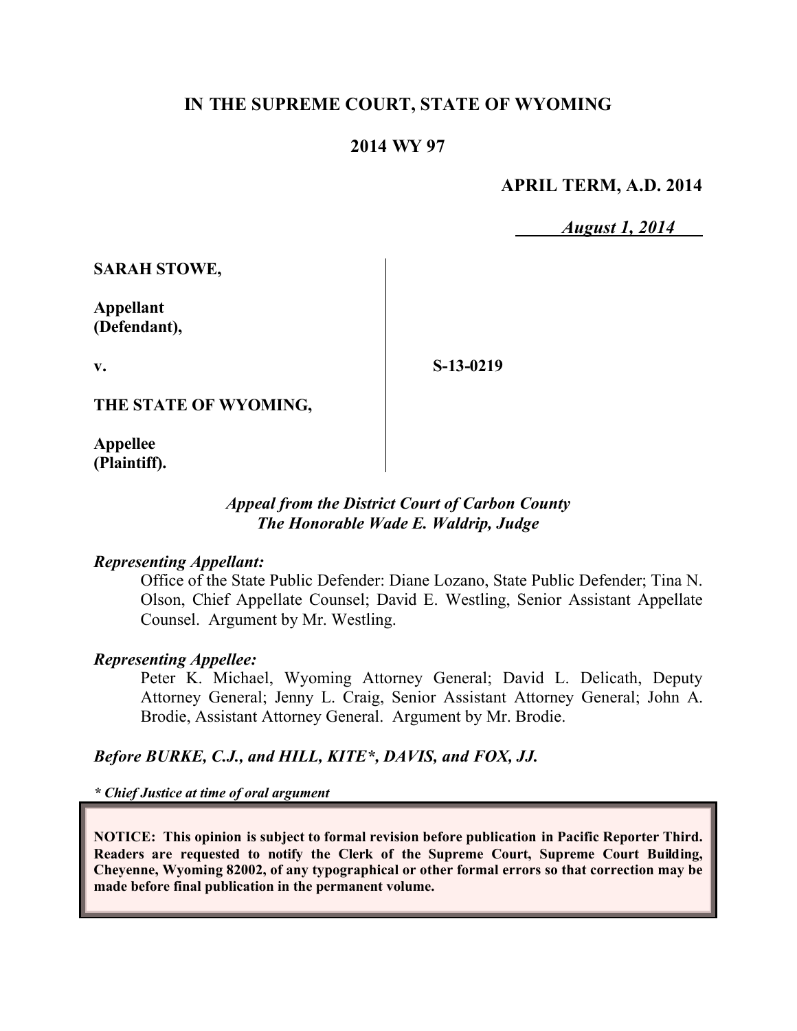**IN THE SUPREME COURT, STATE OF WYOMING**

**2014 WY 97**

**APRIL TERM, A.D. 2014**

***August 1, 2014***

**SARAH STOWE,**

**Appellant (Defendant),**

**v.**

**THE STATE OF WYOMING,**

**Appellee (Plaintiff).**

**S-13-0219**

*Appeal from the District Court of Carbon County*
*The Honorable Wade E. Waldrip, Judge*

***Representing Appellant:***

Office of the State Public Defender: Diane Lozano, State Public Defender; Tina N. Olson, Chief Appellate Counsel; David E. Westling, Senior Assistant Appellate Counsel. Argument by Mr. Westling.

***Representing Appellee:***

Peter K. Michael, Wyoming Attorney General; David L. Delicath, Deputy Attorney General; Jenny L. Craig, Senior Assistant Attorney General; John A. Brodie, Assistant Attorney General. Argument by Mr. Brodie.

***Before BURKE, C.J., and HILL, KITE*, DAVIS, and FOX, JJ.***

***\* Chief Justice at time of oral argument***

**NOTICE: This opinion is subject to formal revision before publication in Pacific Reporter Third. Readers are requested to notify the Clerk of the Supreme Court, Supreme Court Building, Cheyenne, Wyoming 82002, of any typographical or other formal errors so that correction may be made before final publication in the permanent volume.**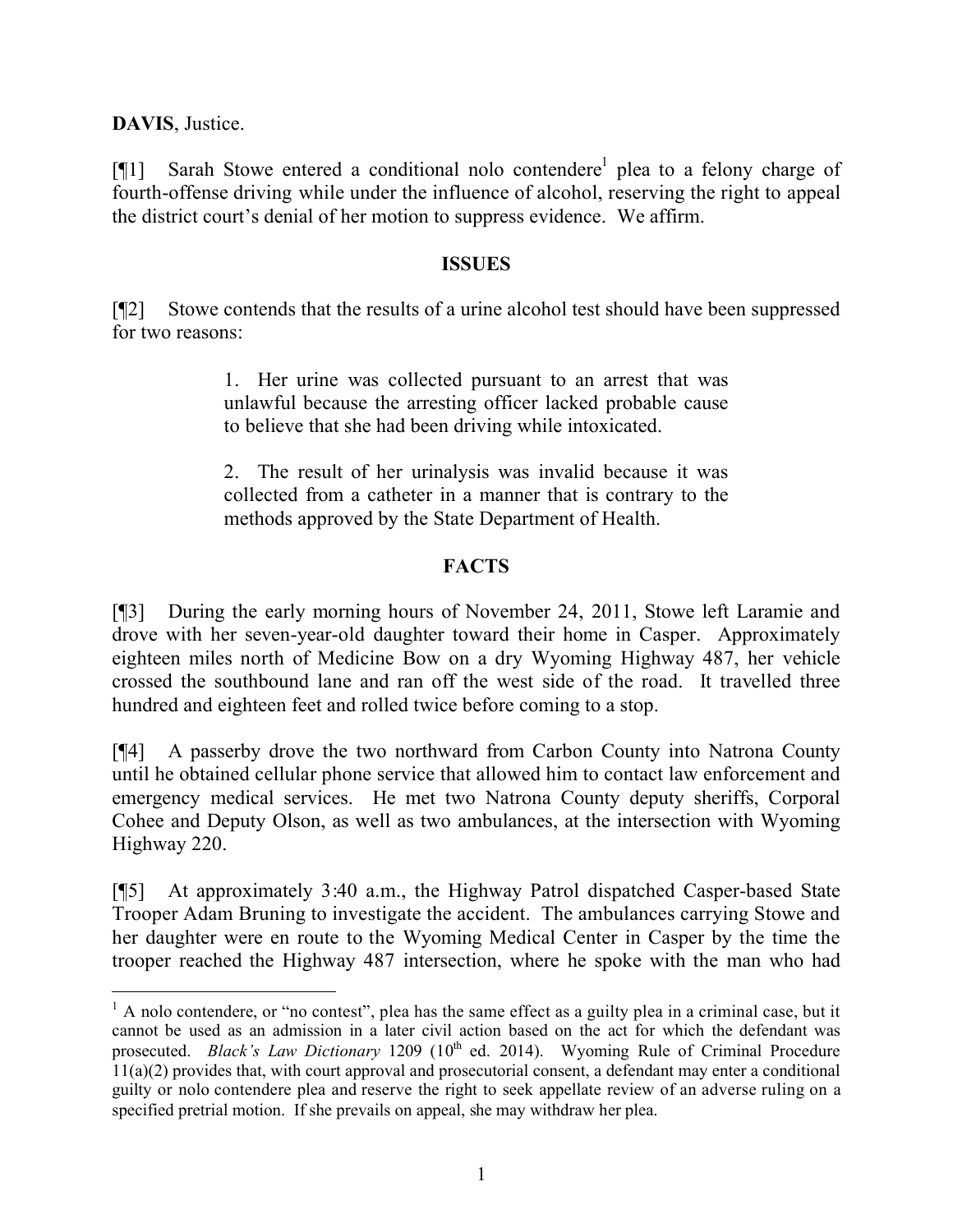**DAVIS**, Justice.

[¶1] Sarah Stowe entered a conditional nolo contendere[1] plea to a felony charge of fourth-offense driving while under the influence of alcohol, reserving the right to appeal the district court's denial of her motion to suppress evidence. We affirm.

## ISSUES

[¶2] Stowe contends that the results of a urine alcohol test should have been suppressed for two reasons:

> 1. Her urine was collected pursuant to an arrest that was unlawful because the arresting officer lacked probable cause to believe that she had been driving while intoxicated.
>
> 2. The result of her urinalysis was invalid because it was collected from a catheter in a manner that is contrary to the methods approved by the State Department of Health.

## FACTS

[¶3] During the early morning hours of November 24, 2011, Stowe left Laramie and drove with her seven-year-old daughter toward their home in Casper. Approximately eighteen miles north of Medicine Bow on a dry Wyoming Highway 487, her vehicle crossed the southbound lane and ran off the west side of the road. It travelled three hundred and eighteen feet and rolled twice before coming to a stop.

[¶4] A passerby drove the two northward from Carbon County into Natrona County until he obtained cellular phone service that allowed him to contact law enforcement and emergency medical services. He met two Natrona County deputy sheriffs, Corporal Cohee and Deputy Olson, as well as two ambulances, at the intersection with Wyoming Highway 220.

[¶5] At approximately 3:40 a.m., the Highway Patrol dispatched Casper-based State Trooper Adam Bruning to investigate the accident. The ambulances carrying Stowe and her daughter were en route to the Wyoming Medical Center in Casper by the time the trooper reached the Highway 487 intersection, where he spoke with the man who had

---

[1] A nolo contendere, or "no contest", plea has the same effect as a guilty plea in a criminal case, but it cannot be used as an admission in a later civil action based on the act for which the defendant was prosecuted. *Black's Law Dictionary* 1209 (10th ed. 2014). Wyoming Rule of Criminal Procedure 11(a)(2) provides that, with court approval and prosecutorial consent, a defendant may enter a conditional guilty or nolo contendere plea and reserve the right to seek appellate review of an adverse ruling on a specified pretrial motion. If she prevails on appeal, she may withdraw her plea.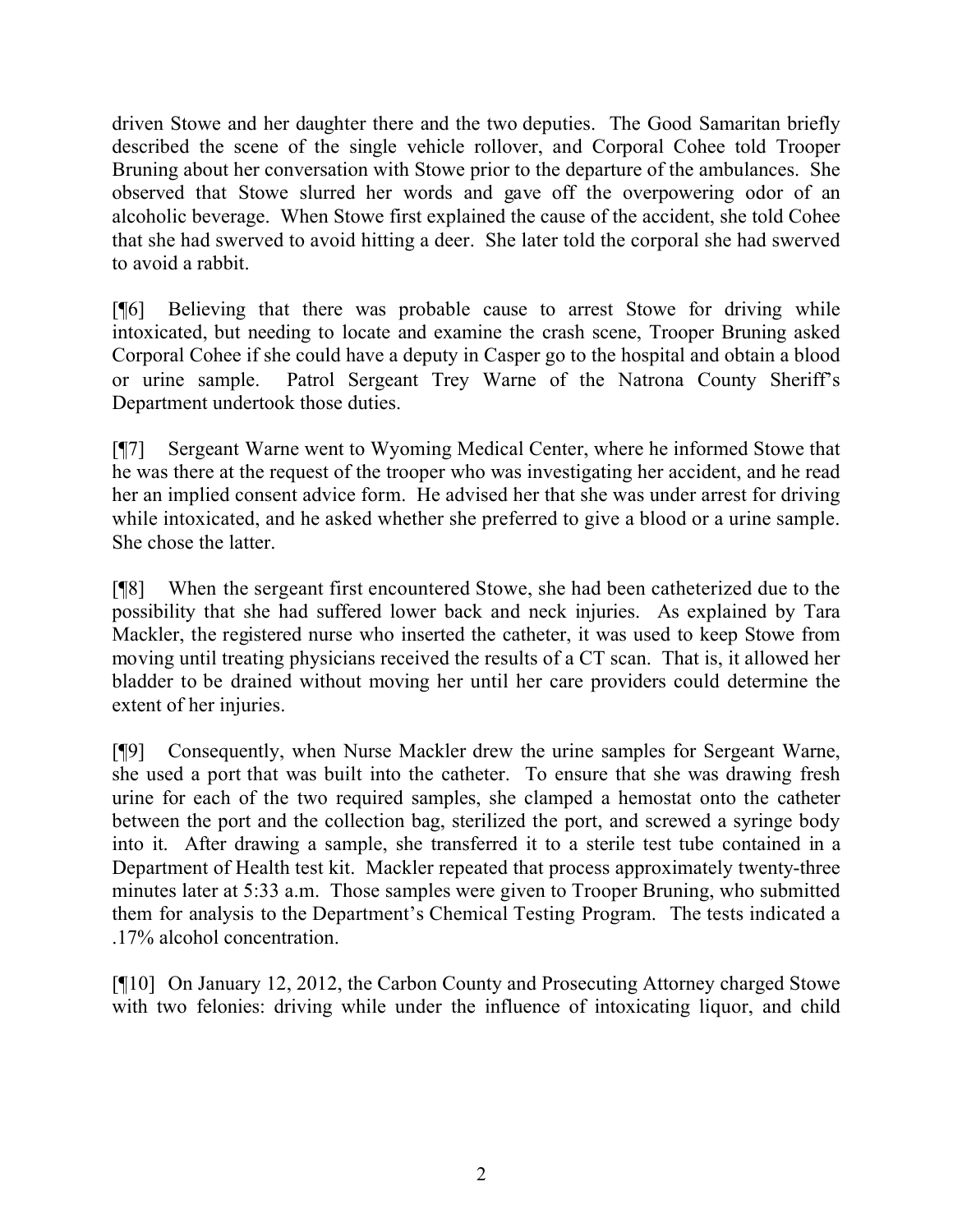driven Stowe and her daughter there and the two deputies. The Good Samaritan briefly described the scene of the single vehicle rollover, and Corporal Cohee told Trooper Bruning about her conversation with Stowe prior to the departure of the ambulances. She observed that Stowe slurred her words and gave off the overpowering odor of an alcoholic beverage. When Stowe first explained the cause of the accident, she told Cohee that she had swerved to avoid hitting a deer. She later told the corporal she had swerved to avoid a rabbit.

[¶6] Believing that there was probable cause to arrest Stowe for driving while intoxicated, but needing to locate and examine the crash scene, Trooper Bruning asked Corporal Cohee if she could have a deputy in Casper go to the hospital and obtain a blood or urine sample. Patrol Sergeant Trey Warne of the Natrona County Sheriff's Department undertook those duties.

[¶7] Sergeant Warne went to Wyoming Medical Center, where he informed Stowe that he was there at the request of the trooper who was investigating her accident, and he read her an implied consent advice form. He advised her that she was under arrest for driving while intoxicated, and he asked whether she preferred to give a blood or a urine sample. She chose the latter.

[¶8] When the sergeant first encountered Stowe, she had been catheterized due to the possibility that she had suffered lower back and neck injuries. As explained by Tara Mackler, the registered nurse who inserted the catheter, it was used to keep Stowe from moving until treating physicians received the results of a CT scan. That is, it allowed her bladder to be drained without moving her until her care providers could determine the extent of her injuries.

[¶9] Consequently, when Nurse Mackler drew the urine samples for Sergeant Warne, she used a port that was built into the catheter. To ensure that she was drawing fresh urine for each of the two required samples, she clamped a hemostat onto the catheter between the port and the collection bag, sterilized the port, and screwed a syringe body into it. After drawing a sample, she transferred it to a sterile test tube contained in a Department of Health test kit. Mackler repeated that process approximately twenty-three minutes later at 5:33 a.m. Those samples were given to Trooper Bruning, who submitted them for analysis to the Department's Chemical Testing Program. The tests indicated a .17% alcohol concentration.

[¶10] On January 12, 2012, the Carbon County and Prosecuting Attorney charged Stowe with two felonies: driving while under the influence of intoxicating liquor, and child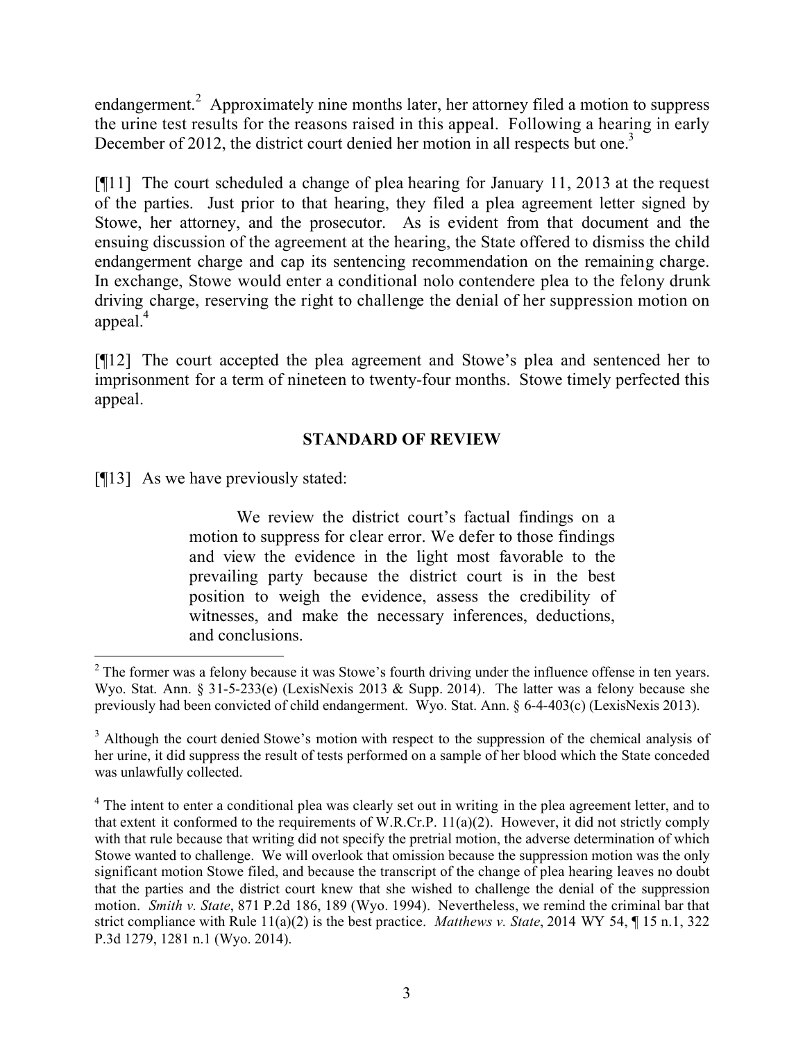endangerment.[2] Approximately nine months later, her attorney filed a motion to suppress the urine test results for the reasons raised in this appeal. Following a hearing in early December of 2012, the district court denied her motion in all respects but one.[3]

[¶11] The court scheduled a change of plea hearing for January 11, 2013 at the request of the parties. Just prior to that hearing, they filed a plea agreement letter signed by Stowe, her attorney, and the prosecutor. As is evident from that document and the ensuing discussion of the agreement at the hearing, the State offered to dismiss the child endangerment charge and cap its sentencing recommendation on the remaining charge. In exchange, Stowe would enter a conditional nolo contendere plea to the felony drunk driving charge, reserving the right to challenge the denial of her suppression motion on appeal.[4]

[¶12] The court accepted the plea agreement and Stowe's plea and sentenced her to imprisonment for a term of nineteen to twenty-four months. Stowe timely perfected this appeal.

## STANDARD OF REVIEW

[¶13] As we have previously stated:

> We review the district court's factual findings on a motion to suppress for clear error. We defer to those findings and view the evidence in the light most favorable to the prevailing party because the district court is in the best position to weigh the evidence, assess the credibility of witnesses, and make the necessary inferences, deductions, and conclusions.

---

[2] The former was a felony because it was Stowe's fourth driving under the influence offense in ten years. Wyo. Stat. Ann. § 31-5-233(e) (LexisNexis 2013 & Supp. 2014). The latter was a felony because she previously had been convicted of child endangerment. Wyo. Stat. Ann. § 6-4-403(c) (LexisNexis 2013).

[3] Although the court denied Stowe's motion with respect to the suppression of the chemical analysis of her urine, it did suppress the result of tests performed on a sample of her blood which the State conceded was unlawfully collected.

[4] The intent to enter a conditional plea was clearly set out in writing in the plea agreement letter, and to that extent it conformed to the requirements of W.R.Cr.P. 11(a)(2). However, it did not strictly comply with that rule because that writing did not specify the pretrial motion, the adverse determination of which Stowe wanted to challenge. We will overlook that omission because the suppression motion was the only significant motion Stowe filed, and because the transcript of the change of plea hearing leaves no doubt that the parties and the district court knew that she wished to challenge the denial of the suppression motion. *Smith v. State*, 871 P.2d 186, 189 (Wyo. 1994). Nevertheless, we remind the criminal bar that strict compliance with Rule 11(a)(2) is the best practice. *Matthews v. State*, 2014 WY 54, ¶ 15 n.1, 322 P.3d 1279, 1281 n.1 (Wyo. 2014).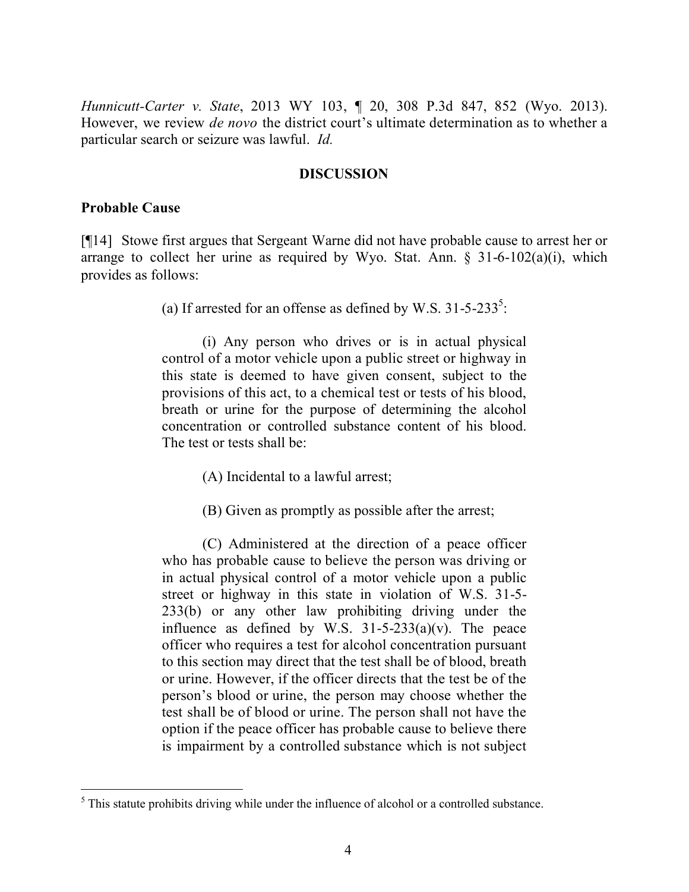*Hunnicutt-Carter v. State*, 2013 WY 103, ¶ 20, 308 P.3d 847, 852 (Wyo. 2013). However, we review *de novo* the district court's ultimate determination as to whether a particular search or seizure was lawful. *Id.*

## DISCUSSION

### Probable Cause

[¶14] Stowe first argues that Sergeant Warne did not have probable cause to arrest her or arrange to collect her urine as required by Wyo. Stat. Ann. § 31-6-102(a)(i), which provides as follows:

> (a) If arrested for an offense as defined by W.S. 31-5-233[5]:
>
> (i) Any person who drives or is in actual physical control of a motor vehicle upon a public street or highway in this state is deemed to have given consent, subject to the provisions of this act, to a chemical test or tests of his blood, breath or urine for the purpose of determining the alcohol concentration or controlled substance content of his blood. The test or tests shall be:
>
> (A) Incidental to a lawful arrest;
>
> (B) Given as promptly as possible after the arrest;
>
> (C) Administered at the direction of a peace officer who has probable cause to believe the person was driving or in actual physical control of a motor vehicle upon a public street or highway in this state in violation of W.S. 31-5-233(b) or any other law prohibiting driving under the influence as defined by W.S. 31-5-233(a)(v). The peace officer who requires a test for alcohol concentration pursuant to this section may direct that the test shall be of blood, breath or urine. However, if the officer directs that the test be of the person's blood or urine, the person may choose whether the test shall be of blood or urine. The person shall not have the option if the peace officer has probable cause to believe there is impairment by a controlled substance which is not subject

---

[5] This statute prohibits driving while under the influence of alcohol or a controlled substance.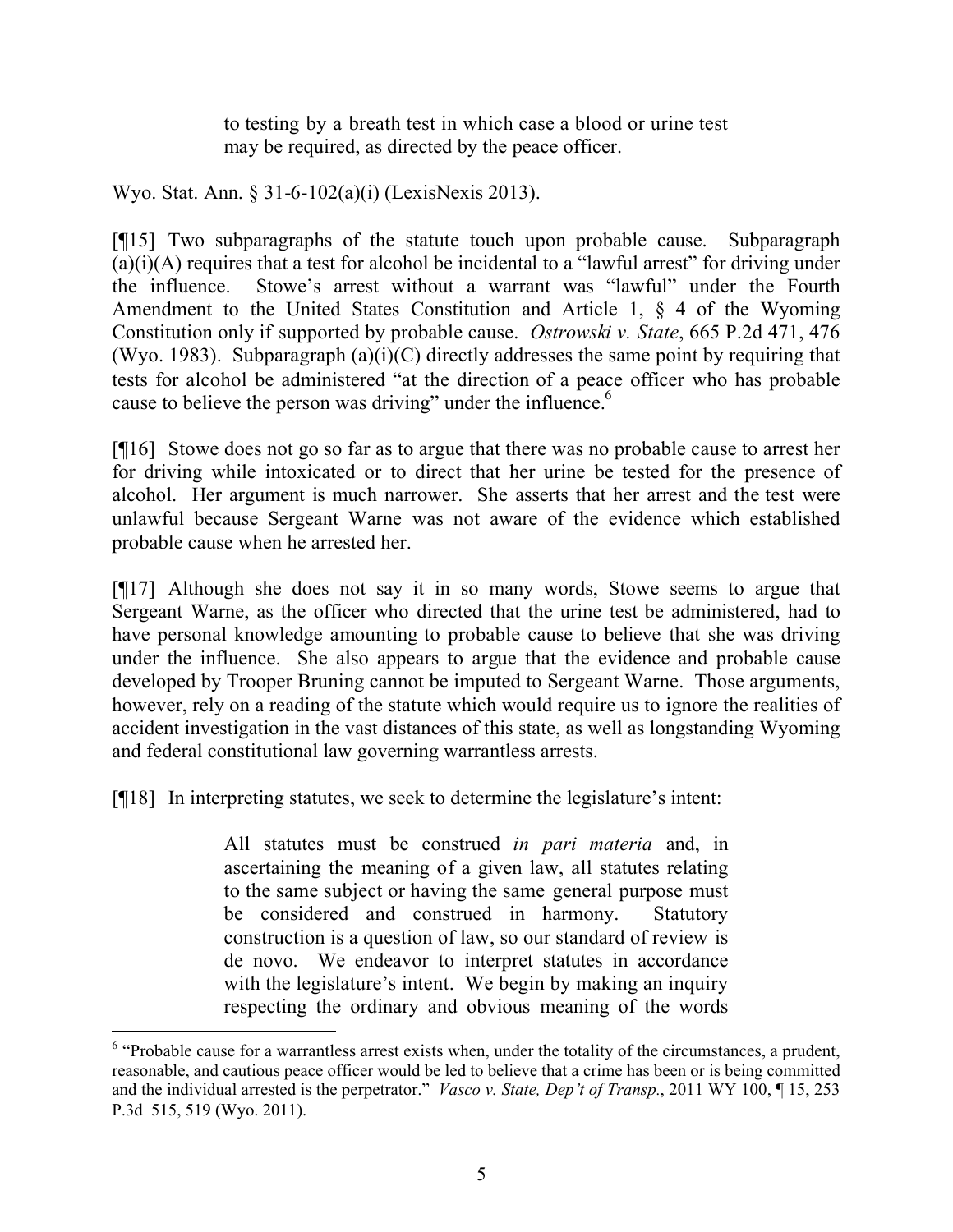> to testing by a breath test in which case a blood or urine test may be required, as directed by the peace officer.

Wyo. Stat. Ann. § 31-6-102(a)(i) (LexisNexis 2013).

[¶15] Two subparagraphs of the statute touch upon probable cause. Subparagraph (a)(i)(A) requires that a test for alcohol be incidental to a "lawful arrest" for driving under the influence. Stowe's arrest without a warrant was "lawful" under the Fourth Amendment to the United States Constitution and Article 1, § 4 of the Wyoming Constitution only if supported by probable cause. *Ostrowski v. State*, 665 P.2d 471, 476 (Wyo. 1983). Subparagraph (a)(i)(C) directly addresses the same point by requiring that tests for alcohol be administered "at the direction of a peace officer who has probable cause to believe the person was driving" under the influence.[6]

[¶16] Stowe does not go so far as to argue that there was no probable cause to arrest her for driving while intoxicated or to direct that her urine be tested for the presence of alcohol. Her argument is much narrower. She asserts that her arrest and the test were unlawful because Sergeant Warne was not aware of the evidence which established probable cause when he arrested her.

[¶17] Although she does not say it in so many words, Stowe seems to argue that Sergeant Warne, as the officer who directed that the urine test be administered, had to have personal knowledge amounting to probable cause to believe that she was driving under the influence. She also appears to argue that the evidence and probable cause developed by Trooper Bruning cannot be imputed to Sergeant Warne. Those arguments, however, rely on a reading of the statute which would require us to ignore the realities of accident investigation in the vast distances of this state, as well as longstanding Wyoming and federal constitutional law governing warrantless arrests.

[¶18] In interpreting statutes, we seek to determine the legislature's intent:

> All statutes must be construed *in pari materia* and, in ascertaining the meaning of a given law, all statutes relating to the same subject or having the same general purpose must be considered and construed in harmony. Statutory construction is a question of law, so our standard of review is de novo. We endeavor to interpret statutes in accordance with the legislature's intent. We begin by making an inquiry respecting the ordinary and obvious meaning of the words

---

[6] "Probable cause for a warrantless arrest exists when, under the totality of the circumstances, a prudent, reasonable, and cautious peace officer would be led to believe that a crime has been or is being committed and the individual arrested is the perpetrator." *Vasco v. State, Dep't of Transp.*, 2011 WY 100, ¶ 15, 253 P.3d 515, 519 (Wyo. 2011).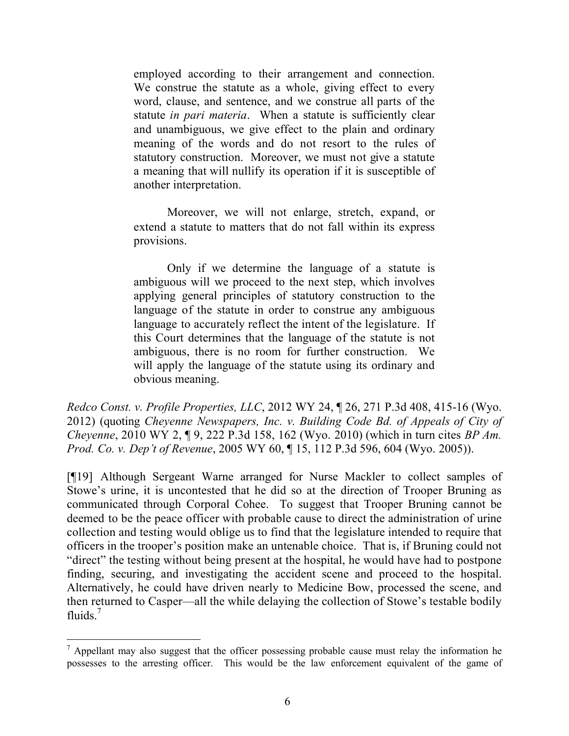> employed according to their arrangement and connection. We construe the statute as a whole, giving effect to every word, clause, and sentence, and we construe all parts of the statute *in pari materia*. When a statute is sufficiently clear and unambiguous, we give effect to the plain and ordinary meaning of the words and do not resort to the rules of statutory construction. Moreover, we must not give a statute a meaning that will nullify its operation if it is susceptible of another interpretation.
>
> Moreover, we will not enlarge, stretch, expand, or extend a statute to matters that do not fall within its express provisions.
>
> Only if we determine the language of a statute is ambiguous will we proceed to the next step, which involves applying general principles of statutory construction to the language of the statute in order to construe any ambiguous language to accurately reflect the intent of the legislature. If this Court determines that the language of the statute is not ambiguous, there is no room for further construction. We will apply the language of the statute using its ordinary and obvious meaning.

*Redco Const. v. Profile Properties, LLC*, 2012 WY 24, ¶ 26, 271 P.3d 408, 415-16 (Wyo. 2012) (quoting *Cheyenne Newspapers, Inc. v. Building Code Bd. of Appeals of City of Cheyenne*, 2010 WY 2, ¶ 9, 222 P.3d 158, 162 (Wyo. 2010) (which in turn cites *BP Am. Prod. Co. v. Dep't of Revenue*, 2005 WY 60, ¶ 15, 112 P.3d 596, 604 (Wyo. 2005)).

[¶19] Although Sergeant Warne arranged for Nurse Mackler to collect samples of Stowe's urine, it is uncontested that he did so at the direction of Trooper Bruning as communicated through Corporal Cohee. To suggest that Trooper Bruning cannot be deemed to be the peace officer with probable cause to direct the administration of urine collection and testing would oblige us to find that the legislature intended to require that officers in the trooper's position make an untenable choice. That is, if Bruning could not "direct" the testing without being present at the hospital, he would have had to postpone finding, securing, and investigating the accident scene and proceed to the hospital. Alternatively, he could have driven nearly to Medicine Bow, processed the scene, and then returned to Casper—all the while delaying the collection of Stowe's testable bodily fluids.[7]

[7] Appellant may also suggest that the officer possessing probable cause must relay the information he possesses to the arresting officer. This would be the law enforcement equivalent of the game of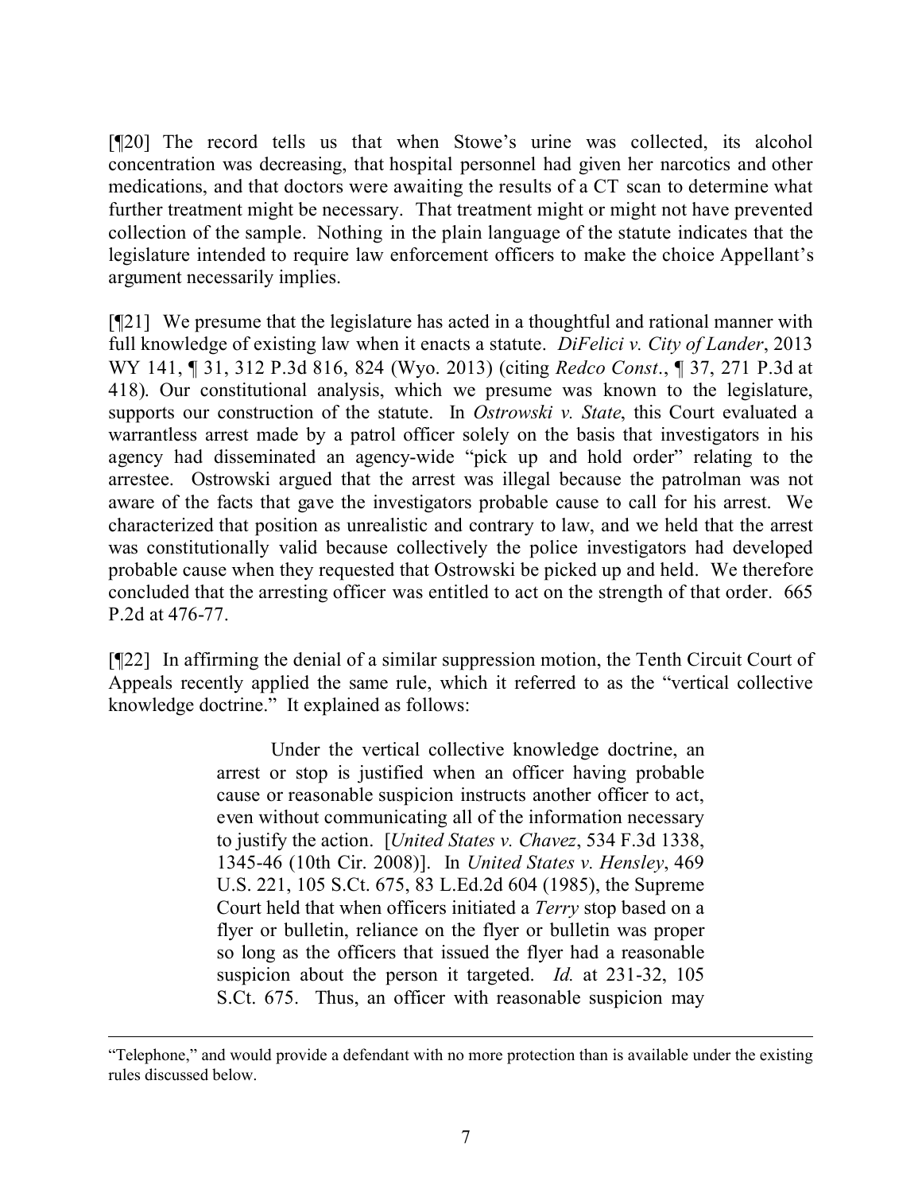[¶20] The record tells us that when Stowe's urine was collected, its alcohol concentration was decreasing, that hospital personnel had given her narcotics and other medications, and that doctors were awaiting the results of a CT scan to determine what further treatment might be necessary. That treatment might or might not have prevented collection of the sample. Nothing in the plain language of the statute indicates that the legislature intended to require law enforcement officers to make the choice Appellant's argument necessarily implies.

[¶21] We presume that the legislature has acted in a thoughtful and rational manner with full knowledge of existing law when it enacts a statute. *DiFelici v. City of Lander*, 2013 WY 141, ¶ 31, 312 P.3d 816, 824 (Wyo. 2013) (citing *Redco Const*., ¶ 37, 271 P.3d at 418). Our constitutional analysis, which we presume was known to the legislature, supports our construction of the statute. In *Ostrowski v. State*, this Court evaluated a warrantless arrest made by a patrol officer solely on the basis that investigators in his agency had disseminated an agency-wide "pick up and hold order" relating to the arrestee. Ostrowski argued that the arrest was illegal because the patrolman was not aware of the facts that gave the investigators probable cause to call for his arrest. We characterized that position as unrealistic and contrary to law, and we held that the arrest was constitutionally valid because collectively the police investigators had developed probable cause when they requested that Ostrowski be picked up and held. We therefore concluded that the arresting officer was entitled to act on the strength of that order. 665 P.2d at 476-77.

[¶22] In affirming the denial of a similar suppression motion, the Tenth Circuit Court of Appeals recently applied the same rule, which it referred to as the "vertical collective knowledge doctrine." It explained as follows:

> Under the vertical collective knowledge doctrine, an arrest or stop is justified when an officer having probable cause or reasonable suspicion instructs another officer to act, even without communicating all of the information necessary to justify the action. [*United States v. Chavez*, 534 F.3d 1338, 1345-46 (10th Cir. 2008)]. In *United States v. Hensley*, 469 U.S. 221, 105 S.Ct. 675, 83 L.Ed.2d 604 (1985), the Supreme Court held that when officers initiated a *Terry* stop based on a flyer or bulletin, reliance on the flyer or bulletin was proper so long as the officers that issued the flyer had a reasonable suspicion about the person it targeted. *Id.* at 231-32, 105 S.Ct. 675. Thus, an officer with reasonable suspicion may

---

"Telephone," and would provide a defendant with no more protection than is available under the existing rules discussed below.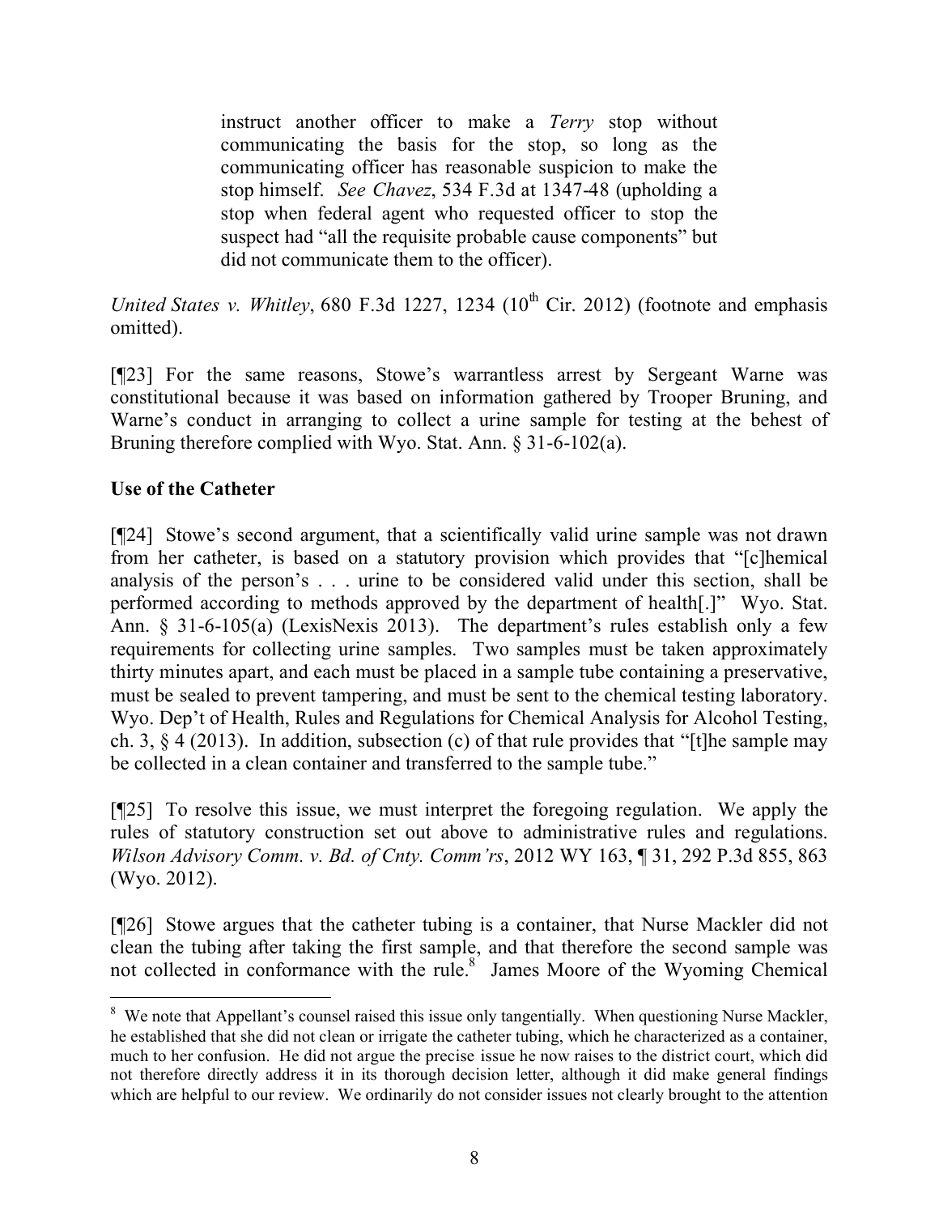> instruct another officer to make a *Terry* stop without communicating the basis for the stop, so long as the communicating officer has reasonable suspicion to make the stop himself. *See Chavez*, 534 F.3d at 1347-48 (upholding a stop when federal agent who requested officer to stop the suspect had "all the requisite probable cause components" but did not communicate them to the officer).

*United States v. Whitley*, 680 F.3d 1227, 1234 (10th Cir. 2012) (footnote and emphasis omitted).

[¶23] For the same reasons, Stowe's warrantless arrest by Sergeant Warne was constitutional because it was based on information gathered by Trooper Bruning, and Warne's conduct in arranging to collect a urine sample for testing at the behest of Bruning therefore complied with Wyo. Stat. Ann. § 31-6-102(a).

**Use of the Catheter**

[¶24] Stowe's second argument, that a scientifically valid urine sample was not drawn from her catheter, is based on a statutory provision which provides that "[c]hemical analysis of the person's . . . urine to be considered valid under this section, shall be performed according to methods approved by the department of health[.]" Wyo. Stat. Ann. § 31-6-105(a) (LexisNexis 2013). The department's rules establish only a few requirements for collecting urine samples. Two samples must be taken approximately thirty minutes apart, and each must be placed in a sample tube containing a preservative, must be sealed to prevent tampering, and must be sent to the chemical testing laboratory. Wyo. Dep't of Health, Rules and Regulations for Chemical Analysis for Alcohol Testing, ch. 3, § 4 (2013). In addition, subsection (c) of that rule provides that "[t]he sample may be collected in a clean container and transferred to the sample tube."

[¶25] To resolve this issue, we must interpret the foregoing regulation. We apply the rules of statutory construction set out above to administrative rules and regulations. *Wilson Advisory Comm. v. Bd. of Cnty. Comm'rs*, 2012 WY 163, ¶ 31, 292 P.3d 855, 863 (Wyo. 2012).

[¶26] Stowe argues that the catheter tubing is a container, that Nurse Mackler did not clean the tubing after taking the first sample, and that therefore the second sample was not collected in conformance with the rule.[8] James Moore of the Wyoming Chemical

---

[8] We note that Appellant's counsel raised this issue only tangentially. When questioning Nurse Mackler, he established that she did not clean or irrigate the catheter tubing, which he characterized as a container, much to her confusion. He did not argue the precise issue he now raises to the district court, which did not therefore directly address it in its thorough decision letter, although it did make general findings which are helpful to our review. We ordinarily do not consider issues not clearly brought to the attention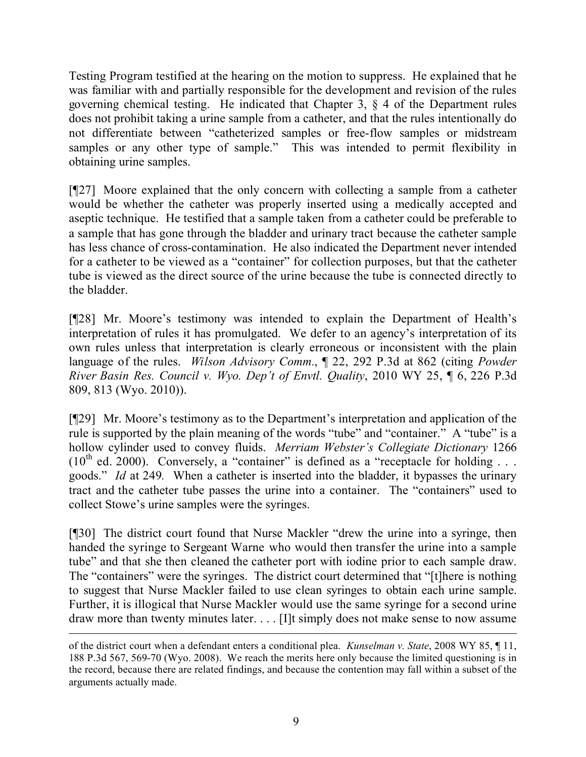Testing Program testified at the hearing on the motion to suppress. He explained that he was familiar with and partially responsible for the development and revision of the rules governing chemical testing. He indicated that Chapter 3, § 4 of the Department rules does not prohibit taking a urine sample from a catheter, and that the rules intentionally do not differentiate between "catheterized samples or free-flow samples or midstream samples or any other type of sample." This was intended to permit flexibility in obtaining urine samples.

[¶27] Moore explained that the only concern with collecting a sample from a catheter would be whether the catheter was properly inserted using a medically accepted and aseptic technique. He testified that a sample taken from a catheter could be preferable to a sample that has gone through the bladder and urinary tract because the catheter sample has less chance of cross-contamination. He also indicated the Department never intended for a catheter to be viewed as a "container" for collection purposes, but that the catheter tube is viewed as the direct source of the urine because the tube is connected directly to the bladder.

[¶28] Mr. Moore's testimony was intended to explain the Department of Health's interpretation of rules it has promulgated. We defer to an agency's interpretation of its own rules unless that interpretation is clearly erroneous or inconsistent with the plain language of the rules. *Wilson Advisory Comm.*, ¶ 22, 292 P.3d at 862 (citing *Powder River Basin Res. Council v. Wyo. Dep't of Envtl. Quality*, 2010 WY 25, ¶ 6, 226 P.3d 809, 813 (Wyo. 2010)).

[¶29] Mr. Moore's testimony as to the Department's interpretation and application of the rule is supported by the plain meaning of the words "tube" and "container." A "tube" is a hollow cylinder used to convey fluids. *Merriam Webster's Collegiate Dictionary* 1266 (10th ed. 2000). Conversely, a "container" is defined as a "receptacle for holding . . . goods." *Id* at 249. When a catheter is inserted into the bladder, it bypasses the urinary tract and the catheter tube passes the urine into a container. The "containers" used to collect Stowe's urine samples were the syringes.

[¶30] The district court found that Nurse Mackler "drew the urine into a syringe, then handed the syringe to Sergeant Warne who would then transfer the urine into a sample tube" and that she then cleaned the catheter port with iodine prior to each sample draw. The "containers" were the syringes. The district court determined that "[t]here is nothing to suggest that Nurse Mackler failed to use clean syringes to obtain each urine sample. Further, it is illogical that Nurse Mackler would use the same syringe for a second urine draw more than twenty minutes later. . . . [I]t simply does not make sense to now assume

---

of the district court when a defendant enters a conditional plea. *Kunselman v. State*, 2008 WY 85, ¶ 11, 188 P.3d 567, 569-70 (Wyo. 2008). We reach the merits here only because the limited questioning is in the record, because there are related findings, and because the contention may fall within a subset of the arguments actually made.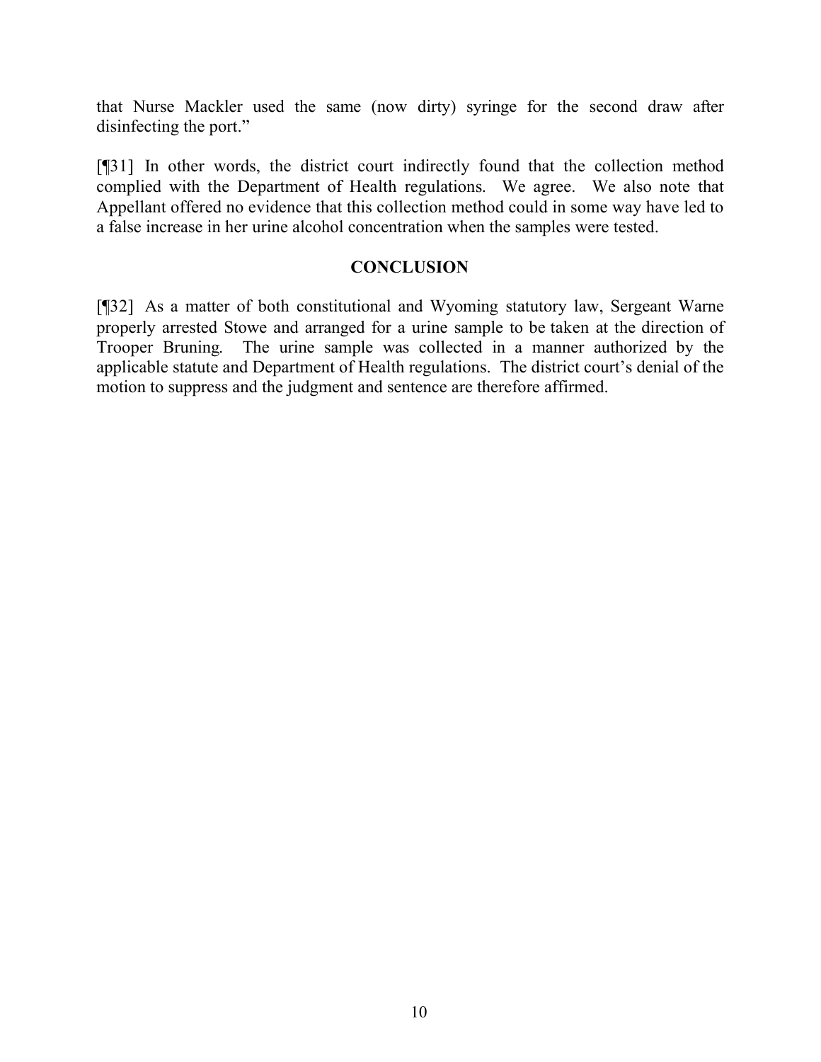that Nurse Mackler used the same (now dirty) syringe for the second draw after disinfecting the port."

[¶31] In other words, the district court indirectly found that the collection method complied with the Department of Health regulations. We agree. We also note that Appellant offered no evidence that this collection method could in some way have led to a false increase in her urine alcohol concentration when the samples were tested.

## CONCLUSION

[¶32] As a matter of both constitutional and Wyoming statutory law, Sergeant Warne properly arrested Stowe and arranged for a urine sample to be taken at the direction of Trooper Bruning. The urine sample was collected in a manner authorized by the applicable statute and Department of Health regulations. The district court's denial of the motion to suppress and the judgment and sentence are therefore affirmed.